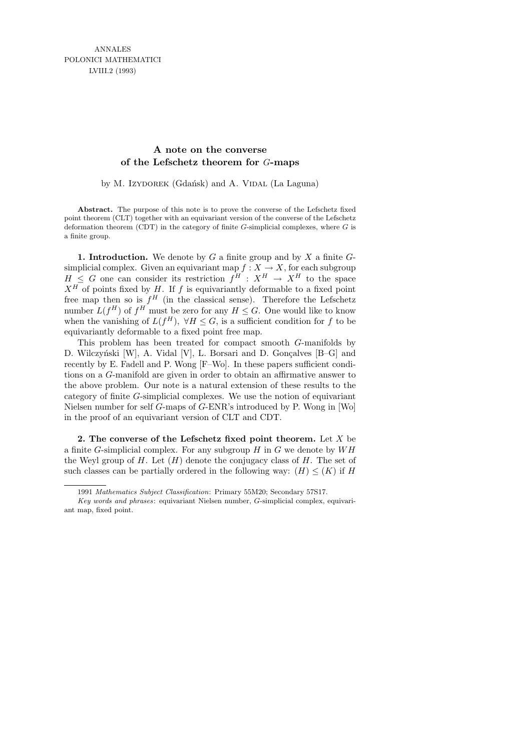ANNALES
POLONICI MATHEMATICI
LVIII.2 (1993)

# A note on the converse of the Lefschetz theorem for $G$-maps

by M. Izydorek (Gdańsk) and A. Vidal (La Laguna)

**Abstract.** The purpose of this note is to prove the converse of the Lefschetz fixed point theorem (CLT) together with an equivariant version of the converse of the Lefschetz deformation theorem (CDT) in the category of finite $G$-simplicial complexes, where $G$ is a finite group.

**1. Introduction.** We denote by $G$ a finite group and by $X$ a finite $G$-simplicial complex. Given an equivariant map $f : X \to X$, for each subgroup $H \leq G$ one can consider its restriction $f^H : X^H \to X^H$ to the space $X^H$ of points fixed by $H$. If $f$ is equivariantly deformable to a fixed point free map then so is $f^H$ (in the classical sense). Therefore the Lefschetz number $L(f^H)$ of $f^H$ must be zero for any $H \leq G$. One would like to know when the vanishing of $L(f^H)$, $\forall H \leq G$, is a sufficient condition for $f$ to be equivariantly deformable to a fixed point free map.

This problem has been treated for compact smooth $G$-manifolds by D. Wilczyński [W], A. Vidal [V], L. Borsari and D. Gonçalves [B–G] and recently by E. Fadell and P. Wong [F–Wo]. In these papers sufficient conditions on a $G$-manifold are given in order to obtain an affirmative answer to the above problem. Our note is a natural extension of these results to the category of finite $G$-simplicial complexes. We use the notion of equivariant Nielsen number for self $G$-maps of $G$-ENR's introduced by P. Wong in [Wo] in the proof of an equivariant version of CLT and CDT.

**2. The converse of the Lefschetz fixed point theorem.** Let $X$ be a finite $G$-simplicial complex. For any subgroup $H$ in $G$ we denote by $WH$ the Weyl group of $H$. Let $(H)$ denote the conjugacy class of $H$. The set of such classes can be partially ordered in the following way: $(H) \leq (K)$ if $H$

---

1991 *Mathematics Subject Classification*: Primary 55M20; Secondary 57S17.

*Key words and phrases*: equivariant Nielsen number, $G$-simplicial complex, equivariant map, fixed point.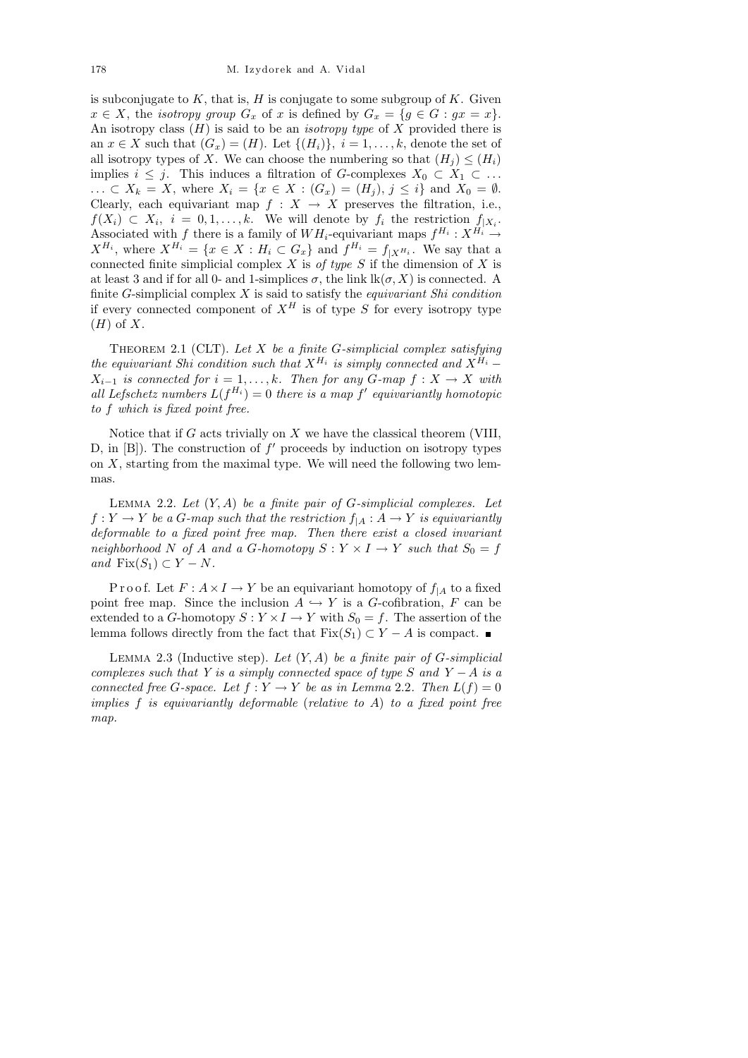is subconjugate to $K$, that is, $H$ is conjugate to some subgroup of $K$. Given $x \in X$, the *isotropy group* $G_x$ of $x$ is defined by $G_x = \{g \in G : gx = x\}$. An isotropy class $(H)$ is said to be an *isotropy type* of $X$ provided there is an $x \in X$ such that $(G_x) = (H)$. Let $\{(H_i)\}$, $i = 1, \ldots, k$, denote the set of all isotropy types of $X$. We can choose the numbering so that $(H_j) \le (H_i)$ implies $i \le j$. This induces a filtration of $G$-complexes $X_0 \subset X_1 \subset \ldots \ldots \subset X_k = X$, where $X_i = \{x \in X : (G_x) = (H_j),\ j \le i\}$ and $X_0 = \emptyset$. Clearly, each equivariant map $f : X \to X$ preserves the filtration, i.e., $f(X_i) \subset X_i$, $i = 0, 1, \ldots, k$. We will denote by $f_i$ the restriction $f_{|X_i}$. Associated with $f$ there is a family of $WH_i$-equivariant maps $f^{H_i} : X^{H_i} \to X^{H_i}$, where $X^{H_i} = \{x \in X : H_i \subset G_x\}$ and $f^{H_i} = f_{|X^{H_i}}$. We say that a connected finite simplicial complex $X$ is *of type S* if the dimension of $X$ is at least 3 and if for all 0- and 1-simplices $\sigma$, the link $\mathrm{lk}(\sigma, X)$ is connected. A finite $G$-simplicial complex $X$ is said to satisfy the *equivariant Shi condition* if every connected component of $X^H$ is of type $S$ for every isotropy type $(H)$ of $X$.

Theorem 2.1 (CLT). *Let $X$ be a finite $G$-simplicial complex satisfying the equivariant Shi condition such that $X^{H_i}$ is simply connected and $X^{H_i} - X_{i-1}$ is connected for $i = 1, \ldots, k$. Then for any $G$-map $f : X \to X$ with all Lefschetz numbers $L(f^{H_i}) = 0$ there is a map $f'$ equivariantly homotopic to $f$ which is fixed point free.*

Notice that if $G$ acts trivially on $X$ we have the classical theorem (VIII, D, in [B]). The construction of $f'$ proceeds by induction on isotropy types on $X$, starting from the maximal type. We will need the following two lemmas.

Lemma 2.2. *Let $(Y, A)$ be a finite pair of $G$-simplicial complexes. Let $f : Y \to Y$ be a $G$-map such that the restriction $f_{|A} : A \to Y$ is equivariantly deformable to a fixed point free map. Then there exist a closed invariant neighborhood $N$ of $A$ and a $G$-homotopy $S : Y \times I \to Y$ such that $S_0 = f$ and $\mathrm{Fix}(S_1) \subset Y - N$.*

Proof. Let $F : A \times I \to Y$ be an equivariant homotopy of $f_{|A}$ to a fixed point free map. Since the inclusion $A \hookrightarrow Y$ is a $G$-cofibration, $F$ can be extended to a $G$-homotopy $S : Y \times I \to Y$ with $S_0 = f$. The assertion of the lemma follows directly from the fact that $\mathrm{Fix}(S_1) \subset Y - A$ is compact. ∎

Lemma 2.3 (Inductive step). *Let $(Y, A)$ be a finite pair of $G$-simplicial complexes such that $Y$ is a simply connected space of type $S$ and $Y - A$ is a connected free $G$-space. Let $f : Y \to Y$ be as in Lemma 2.2. Then $L(f) = 0$ implies $f$ is equivariantly deformable (relative to $A$) to a fixed point free map.*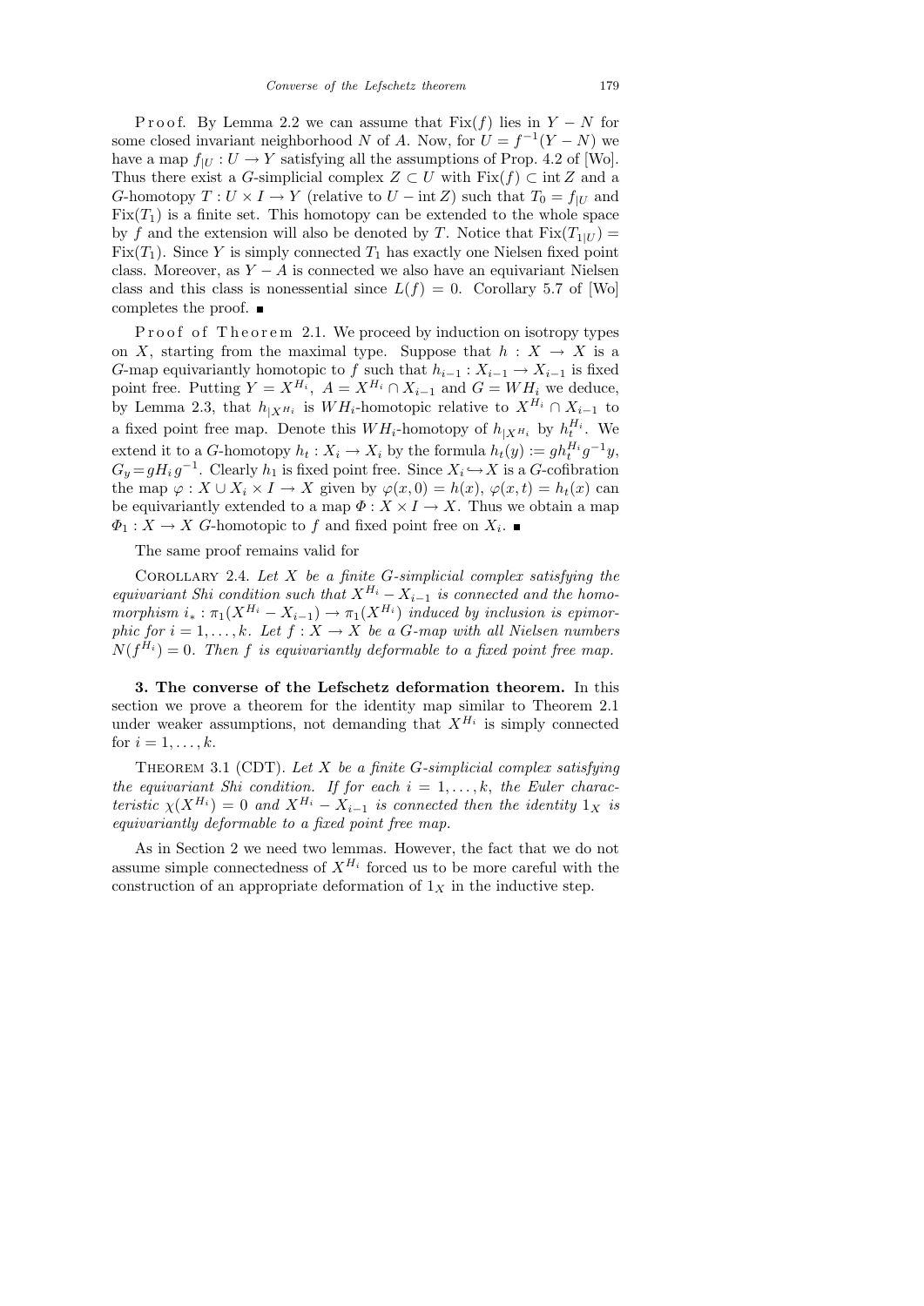Proof. By Lemma 2.2 we can assume that $\mathrm{Fix}(f)$ lies in $Y - N$ for some closed invariant neighborhood $N$ of $A$. Now, for $U = f^{-1}(Y - N)$ we have a map $f_{|U} : U \to Y$ satisfying all the assumptions of Prop. 4.2 of [Wo]. Thus there exist a $G$-simplicial complex $Z \subset U$ with $\mathrm{Fix}(f) \subset \mathrm{int}\, Z$ and a $G$-homotopy $T : U \times I \to Y$ (relative to $U - \mathrm{int}\, Z$) such that $T_0 = f_{|U}$ and $\mathrm{Fix}(T_1)$ is a finite set. This homotopy can be extended to the whole space by $f$ and the extension will also be denoted by $T$. Notice that $\mathrm{Fix}(T_{1|U}) = \mathrm{Fix}(T_1)$. Since $Y$ is simply connected $T_1$ has exactly one Nielsen fixed point class. Moreover, as $Y - A$ is connected we also have an equivariant Nielsen class and this class is nonessential since $L(f) = 0$. Corollary 5.7 of [Wo] completes the proof. ∎

Proof of Theorem 2.1. We proceed by induction on isotropy types on $X$, starting from the maximal type. Suppose that $h : X \to X$ is a $G$-map equivariantly homotopic to $f$ such that $h_{i-1} : X_{i-1} \to X_{i-1}$ is fixed point free. Putting $Y = X^{H_i}$, $A = X^{H_i} \cap X_{i-1}$ and $G = WH_i$ we deduce, by Lemma 2.3, that $h_{|X^{H_i}}$ is $WH_i$-homotopic relative to $X^{H_i} \cap X_{i-1}$ to a fixed point free map. Denote this $WH_i$-homotopy of $h_{|X^{H_i}}$ by $h_t^{H_i}$. We extend it to a $G$-homotopy $h_t : X_i \to X_i$ by the formula $h_t(y) := g h_t^{H_i} g^{-1} y$, $G_y = gH_i g^{-1}$. Clearly $h_1$ is fixed point free. Since $X_i \hookrightarrow X$ is a $G$-cofibration the map $\varphi : X \cup X_i \times I \to X$ given by $\varphi(x, 0) = h(x)$, $\varphi(x, t) = h_t(x)$ can be equivariantly extended to a map $\Phi : X \times I \to X$. Thus we obtain a map $\Phi_1 : X \to X$ $G$-homotopic to $f$ and fixed point free on $X_i$. ∎

The same proof remains valid for

Corollary 2.4. *Let $X$ be a finite $G$-simplicial complex satisfying the equivariant Shi condition such that $X^{H_i} - X_{i-1}$ is connected and the homomorphism $i_* : \pi_1(X^{H_i} - X_{i-1}) \to \pi_1(X^{H_i})$ induced by inclusion is epimorphic for $i = 1, \ldots, k$. Let $f : X \to X$ be a $G$-map with all Nielsen numbers $N(f^{H_i}) = 0$. Then $f$ is equivariantly deformable to a fixed point free map.*

## 3. The converse of the Lefschetz deformation theorem.

In this section we prove a theorem for the identity map similar to Theorem 2.1 under weaker assumptions, not demanding that $X^{H_i}$ is simply connected for $i = 1, \ldots, k$.

Theorem 3.1 (CDT). *Let $X$ be a finite $G$-simplicial complex satisfying the equivariant Shi condition. If for each $i = 1, \ldots, k$, the Euler characteristic $\chi(X^{H_i}) = 0$ and $X^{H_i} - X_{i-1}$ is connected then the identity $1_X$ is equivariantly deformable to a fixed point free map.*

As in Section 2 we need two lemmas. However, the fact that we do not assume simple connectedness of $X^{H_i}$ forced us to be more careful with the construction of an appropriate deformation of $1_X$ in the inductive step.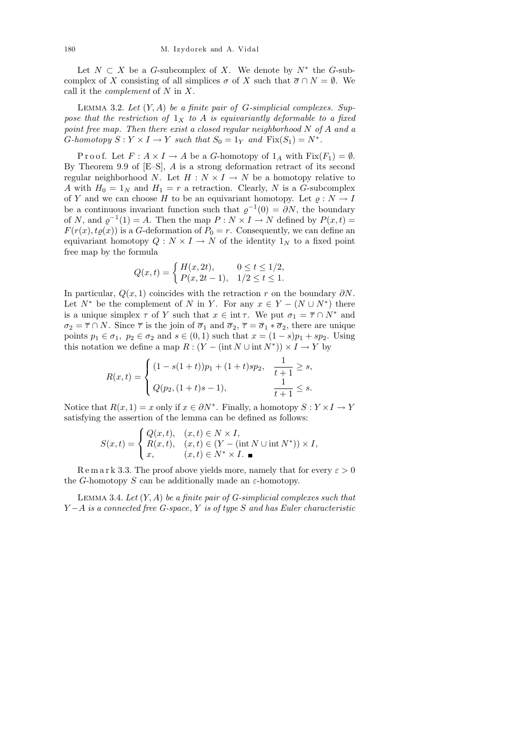Let $N \subset X$ be a $G$-subcomplex of $X$. We denote by $N^*$ the $G$-subcomplex of $X$ consisting of all simplices $\sigma$ of $X$ such that $\overline{\sigma} \cap N = \emptyset$. We call it the *complement* of $N$ in $X$.

LEMMA 3.2. *Let $(Y, A)$ be a finite pair of $G$-simplicial complexes. Suppose that the restriction of $1_X$ to $A$ is equivariantly deformable to a fixed point free map. Then there exist a closed regular neighborhood $N$ of $A$ and a $G$-homotopy $S : Y \times I \to Y$ such that $S_0 = 1_Y$ and $\mathrm{Fix}(S_1) = N^*$.*

Proof. Let $F : A \times I \to A$ be a $G$-homotopy of $1_A$ with $\mathrm{Fix}(F_1) = \emptyset$. By Theorem 9.9 of [E–S], $A$ is a strong deformation retract of its second regular neighborhood $N$. Let $H : N \times I \to N$ be a homotopy relative to $A$ with $H_0 = 1_N$ and $H_1 = r$ a retraction. Clearly, $N$ is a $G$-subcomplex of $Y$ and we can choose $H$ to be an equivariant homotopy. Let $\varrho : N \to I$ be a continuous invariant function such that $\varrho^{-1}(0) = \partial N$, the boundary of $N$, and $\varrho^{-1}(1) = A$. Then the map $P : N \times I \to N$ defined by $P(x, t) = F(r(x), t\varrho(x))$ is a $G$-deformation of $P_0 = r$. Consequently, we can define an equivariant homotopy $Q : N \times I \to N$ of the identity $1_N$ to a fixed point free map by the formula

$$Q(x,t) = \begin{cases} H(x, 2t), & 0 \le t \le 1/2, \\ P(x, 2t-1), & 1/2 \le t \le 1. \end{cases}$$

In particular, $Q(x, 1)$ coincides with the retraction $r$ on the boundary $\partial N$. Let $N^*$ be the complement of $N$ in $Y$. For any $x \in Y - (N \cup N^*)$ there is a unique simplex $\tau$ of $Y$ such that $x \in \operatorname{int} \tau$. We put $\sigma_1 = \overline{\tau} \cap N^*$ and $\sigma_2 = \overline{\tau} \cap N$. Since $\overline{\tau}$ is the join of $\overline{\sigma}_1$ and $\overline{\sigma}_2$, $\overline{\tau} = \overline{\sigma}_1 * \overline{\sigma}_2$, there are unique points $p_1 \in \sigma_1$, $p_2 \in \sigma_2$ and $s \in (0, 1)$ such that $x = (1-s)p_1 + sp_2$. Using this notation we define a map $R : (Y - (\operatorname{int} N \cup \operatorname{int} N^*)) \times I \to Y$ by

$$R(x,t) = \begin{cases} (1 - s(1+t))p_1 + (1+t)sp_2, & \dfrac{1}{t+1} \ge s, \\ Q(p_2, (1+t)s - 1), & \dfrac{1}{t+1} \le s. \end{cases}$$

Notice that $R(x, 1) = x$ only if $x \in \partial N^*$. Finally, a homotopy $S : Y \times I \to Y$ satisfying the assertion of the lemma can be defined as follows:

$$S(x,t) = \begin{cases} Q(x,t), & (x,t) \in N \times I, \\ R(x,t), & (x,t) \in (Y - (\operatorname{int} N \cup \operatorname{int} N^*)) \times I, \\ x, & (x,t) \in N^* \times I. \end{cases}$$ ∎

Remark 3.3. The proof above yields more, namely that for every $\varepsilon > 0$ the $G$-homotopy $S$ can be additionally made an $\varepsilon$-homotopy.

LEMMA 3.4. *Let $(Y, A)$ be a finite pair of $G$-simplicial complexes such that $Y - A$ is a connected free $G$-space, $Y$ is of type S and has Euler characteristic*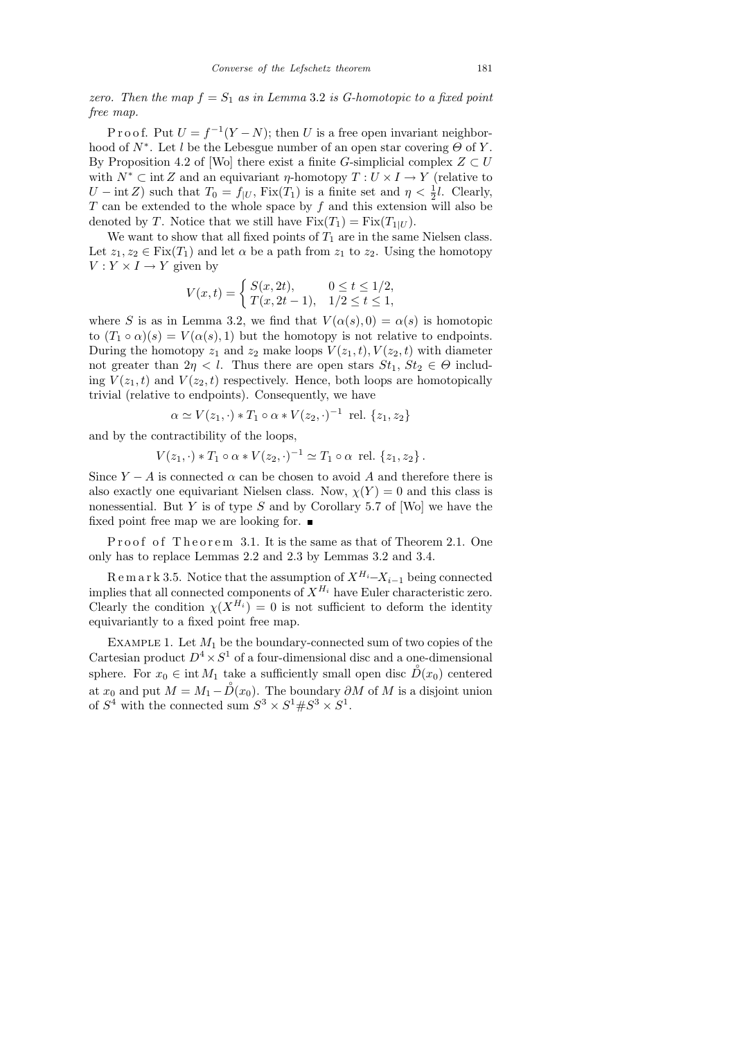*zero. Then the map $f = S_1$ as in Lemma 3.2 is $G$-homotopic to a fixed point free map.*

Proof. Put $U = f^{-1}(Y - N)$; then $U$ is a free open invariant neighborhood of $N^*$. Let $l$ be the Lebesgue number of an open star covering $\Theta$ of $Y$. By Proposition 4.2 of [Wo] there exist a finite $G$-simplicial complex $Z \subset U$ with $N^* \subset \operatorname{int} Z$ and an equivariant $\eta$-homotopy $T : U \times I \to Y$ (relative to $U - \operatorname{int} Z$) such that $T_0 = f_{|U}$, $\operatorname{Fix}(T_1)$ is a finite set and $\eta < \frac{1}{2}l$. Clearly, $T$ can be extended to the whole space by $f$ and this extension will also be denoted by $T$. Notice that we still have $\operatorname{Fix}(T_1) = \operatorname{Fix}(T_{1|U})$.

We want to show that all fixed points of $T_1$ are in the same Nielsen class. Let $z_1, z_2 \in \operatorname{Fix}(T_1)$ and let $\alpha$ be a path from $z_1$ to $z_2$. Using the homotopy $V : Y \times I \to Y$ given by

$$V(x,t) = \begin{cases} S(x, 2t), & 0 \le t \le 1/2, \\ T(x, 2t-1), & 1/2 \le t \le 1, \end{cases}$$

where $S$ is as in Lemma 3.2, we find that $V(\alpha(s), 0) = \alpha(s)$ is homotopic to $(T_1 \circ \alpha)(s) = V(\alpha(s), 1)$ but the homotopy is not relative to endpoints. During the homotopy $z_1$ and $z_2$ make loops $V(z_1, t), V(z_2, t)$ with diameter not greater than $2\eta < l$. Thus there are open stars $St_1$, $St_2 \in \Theta$ including $V(z_1, t)$ and $V(z_2, t)$ respectively. Hence, both loops are homotopically trivial (relative to endpoints). Consequently, we have

$$\alpha \simeq V(z_1, \cdot) * T_1 \circ \alpha * V(z_2, \cdot)^{-1} \text{ rel. } \{z_1, z_2\}$$

and by the contractibility of the loops,

$$V(z_1, \cdot) * T_1 \circ \alpha * V(z_2, \cdot)^{-1} \simeq T_1 \circ \alpha \text{ rel. } \{z_1, z_2\}\,.$$

Since $Y - A$ is connected $\alpha$ can be chosen to avoid $A$ and therefore there is also exactly one equivariant Nielsen class. Now, $\chi(Y) = 0$ and this class is nonessential. But $Y$ is of type $S$ and by Corollary 5.7 of [Wo] we have the fixed point free map we are looking for. ∎

Proof of Theorem 3.1. It is the same as that of Theorem 2.1. One only has to replace Lemmas 2.2 and 2.3 by Lemmas 3.2 and 3.4.

Remark 3.5. Notice that the assumption of $X^{H_i} - X_{i-1}$ being connected implies that all connected components of $X^{H_i}$ have Euler characteristic zero. Clearly the condition $\chi(X^{H_i}) = 0$ is not sufficient to deform the identity equivariantly to a fixed point free map.

Example 1. Let $M_1$ be the boundary-connected sum of two copies of the Cartesian product $D^4 \times S^1$ of a four-dimensional disc and a one-dimensional sphere. For $x_0 \in \operatorname{int} M_1$ take a sufficiently small open disc $\mathring{D}(x_0)$ centered at $x_0$ and put $M = M_1 - \mathring{D}(x_0)$. The boundary $\partial M$ of $M$ is a disjoint union of $S^4$ with the connected sum $S^3 \times S^1 \# S^3 \times S^1$.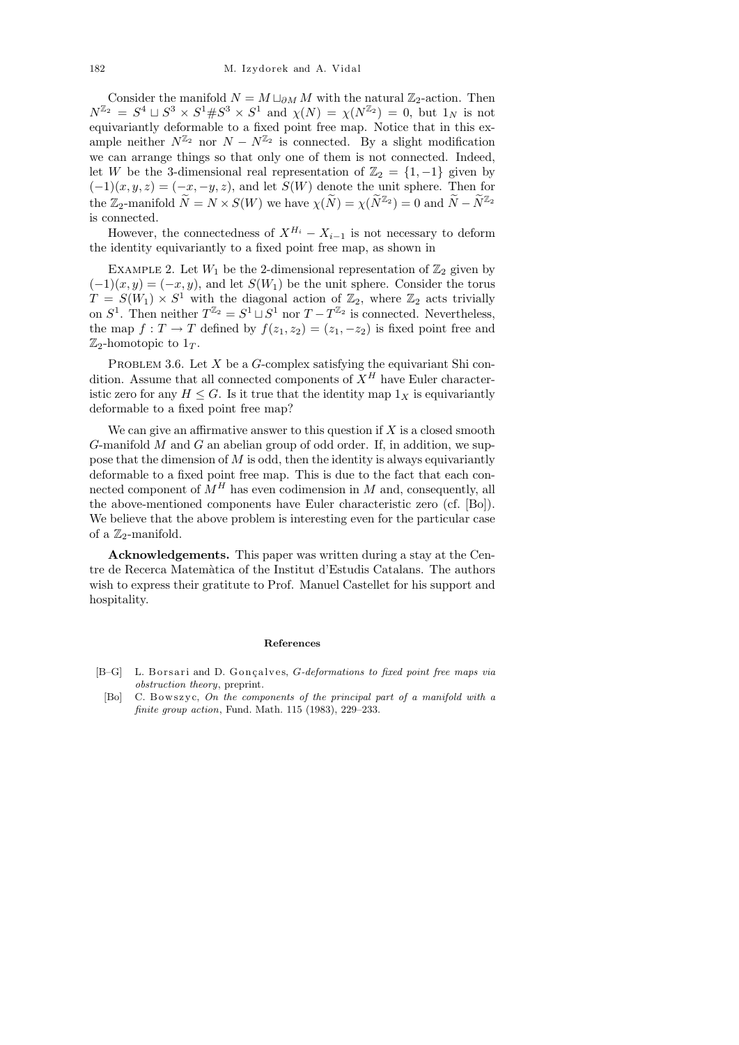Consider the manifold $N = M \sqcup_{\partial M} M$ with the natural $\mathbb{Z}_2$-action. Then $N^{\mathbb{Z}_2} = S^4 \sqcup S^3 \times S^1 \# S^3 \times S^1$ and $\chi(N) = \chi(N^{\mathbb{Z}_2}) = 0$, but $1_N$ is not equivariantly deformable to a fixed point free map. Notice that in this example neither $N^{\mathbb{Z}_2}$ nor $N - N^{\mathbb{Z}_2}$ is connected. By a slight modification we can arrange things so that only one of them is not connected. Indeed, let $W$ be the 3-dimensional real representation of $\mathbb{Z}_2 = \{1, -1\}$ given by $(-1)(x, y, z) = (-x, -y, z)$, and let $S(W)$ denote the unit sphere. Then for the $\mathbb{Z}_2$-manifold $\widetilde{N} = N \times S(W)$ we have $\chi(\widetilde{N}) = \chi(\widetilde{N}^{\mathbb{Z}_2}) = 0$ and $\widetilde{N} - \widetilde{N}^{\mathbb{Z}_2}$ is connected.

However, the connectedness of $X^{H_i} - X_{i-1}$ is not necessary to deform the identity equivariantly to a fixed point free map, as shown in

Example 2. Let $W_1$ be the 2-dimensional representation of $\mathbb{Z}_2$ given by $(-1)(x, y) = (-x, y)$, and let $S(W_1)$ be the unit sphere. Consider the torus $T = S(W_1) \times S^1$ with the diagonal action of $\mathbb{Z}_2$, where $\mathbb{Z}_2$ acts trivially on $S^1$. Then neither $T^{\mathbb{Z}_2} = S^1 \sqcup S^1$ nor $T - T^{\mathbb{Z}_2}$ is connected. Nevertheless, the map $f : T \to T$ defined by $f(z_1, z_2) = (z_1, -z_2)$ is fixed point free and $\mathbb{Z}_2$-homotopic to $1_T$.

Problem 3.6. Let $X$ be a $G$-complex satisfying the equivariant Shi condition. Assume that all connected components of $X^H$ have Euler characteristic zero for any $H \le G$. Is it true that the identity map $1_X$ is equivariantly deformable to a fixed point free map?

We can give an affirmative answer to this question if $X$ is a closed smooth $G$-manifold $M$ and $G$ an abelian group of odd order. If, in addition, we suppose that the dimension of $M$ is odd, then the identity is always equivariantly deformable to a fixed point free map. This is due to the fact that each connected component of $M^H$ has even codimension in $M$ and, consequently, all the above-mentioned components have Euler characteristic zero (cf. [Bo]). We believe that the above problem is interesting even for the particular case of a $\mathbb{Z}_2$-manifold.

**Acknowledgements.** This paper was written during a stay at the Centre de Recerca Matemàtica of the Institut d'Estudis Catalans. The authors wish to express their gratitute to Prof. Manuel Castellet for his support and hospitality.

## References

[B–G] L. Borsari and D. Gonçalves, *G-deformations to fixed point free maps via obstruction theory*, preprint.

[Bo] C. Bowszyc, *On the components of the principal part of a manifold with a finite group action*, Fund. Math. 115 (1983), 229–233.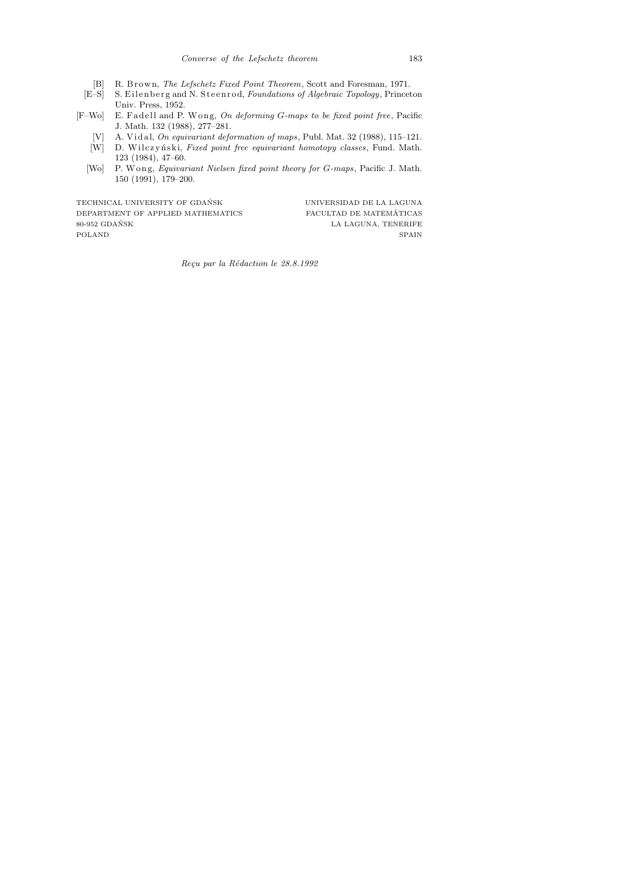[B] R. Brown, *The Lefschetz Fixed Point Theorem*, Scott and Foresman, 1971.

[E–S] S. Eilenberg and N. Steenrod, *Foundations of Algebraic Topology*, Princeton Univ. Press, 1952.

[F–Wo] E. Fadell and P. Wong, *On deforming G-maps to be fixed point free*, Pacific J. Math. 132 (1988), 277–281.

[V] A. Vidal, *On equivariant deformation of maps*, Publ. Mat. 32 (1988), 115–121.

[W] D. Wilczyński, *Fixed point free equivariant homotopy classes*, Fund. Math. 123 (1984), 47–60.

[Wo] P. Wong, *Equivariant Nielsen fixed point theory for G-maps*, Pacific J. Math. 150 (1991), 179–200.

TECHNICAL UNIVERSITY OF GDAŃSK
DEPARTMENT OF APPLIED MATHEMATICS
80-952 GDAŃSK
POLAND

UNIVERSIDAD DE LA LAGUNA
FACULTAD DE MATEMÁTICAS
LA LAGUNA, TENERIFE
SPAIN

*Reçu par la Rédaction le 28.8.1992*